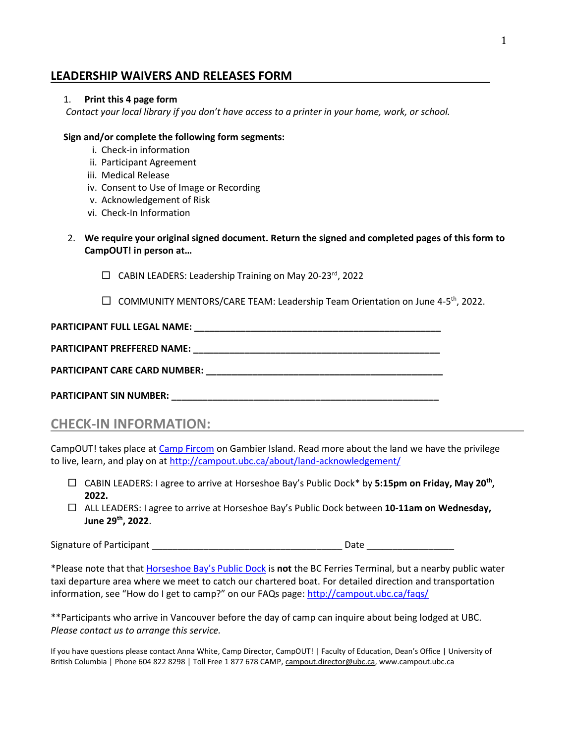## LEADERSHIP WAIVERS AND RELEASES FORM

1. **Print this 4 page form**

   *Contact your local library if you don't have access to a printer in your home, work, or school.*

   **Sign and/or complete the following form segments:**

   i. Check-in information
   ii. Participant Agreement
   iii. Medical Release
   iv. Consent to Use of Image or Recording
   v. Acknowledgement of Risk
   vi. Check-In Information

2. **We require your original signed document. Return the signed and completed pages of this form to CampOUT! in person at…**

   ☐ CABIN LEADERS: Leadership Training on May 20-23rd, 2022

   ☐ COMMUNITY MENTORS/CARE TEAM: Leadership Team Orientation on June 4-5th, 2022.

**PARTICIPANT FULL LEGAL NAME: ________________________________________________**

**PARTICIPANT PREFFERED NAME: ________________________________________________**

**PARTICIPANT CARE CARD NUMBER: ______________________________________________**

**PARTICIPANT SIN NUMBER: ____________________________________________________**

## CHECK-IN INFORMATION:

CampOUT! takes place at Camp Fircom on Gambier Island. Read more about the land we have the privilege to live, learn, and play on at http://campout.ubc.ca/about/land-acknowledgement/

- ☐ CABIN LEADERS: I agree to arrive at Horseshoe Bay's Public Dock* by **5:15pm on Friday, May 20th, 2022.**
- ☐ ALL LEADERS: I agree to arrive at Horseshoe Bay's Public Dock between **10-11am on Wednesday, June 29th, 2022**.

Signature of Participant ____________________________________ Date ________________

*Please note that that Horseshoe Bay's Public Dock is **not** the BC Ferries Terminal, but a nearby public water taxi departure area where we meet to catch our chartered boat. For detailed direction and transportation information, see "How do I get to camp?" on our FAQs page: http://campout.ubc.ca/faqs/

**Participants who arrive in Vancouver before the day of camp can inquire about being lodged at UBC. *Please contact us to arrange this service.*

If you have questions please contact Anna White, Camp Director, CampOUT! | Faculty of Education, Dean's Office | University of British Columbia | Phone 604 822 8298 | Toll Free 1 877 678 CAMP, campout.director@ubc.ca, www.campout.ubc.ca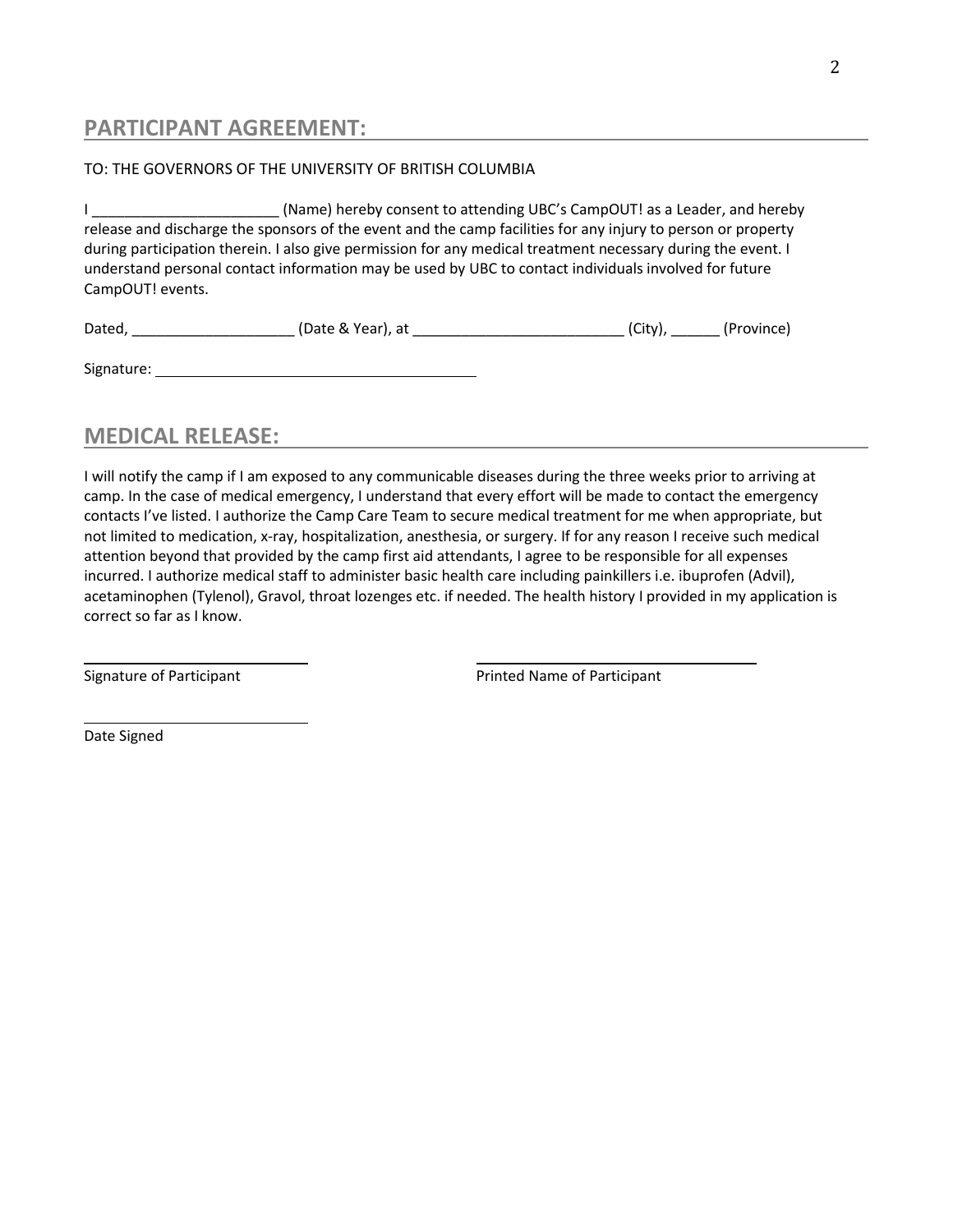## PARTICIPANT AGREEMENT:

TO: THE GOVERNORS OF THE UNIVERSITY OF BRITISH COLUMBIA

I ______________________ (Name) hereby consent to attending UBC's CampOUT! as a Leader, and hereby release and discharge the sponsors of the event and the camp facilities for any injury to person or property during participation therein. I also give permission for any medical treatment necessary during the event. I understand personal contact information may be used by UBC to contact individuals involved for future CampOUT! events.

Dated, ___________________ (Date & Year), at _________________________ (City), ______ (Province)

Signature: ______________________________________

## MEDICAL RELEASE:

I will notify the camp if I am exposed to any communicable diseases during the three weeks prior to arriving at camp. In the case of medical emergency, I understand that every effort will be made to contact the emergency contacts I've listed. I authorize the Camp Care Team to secure medical treatment for me when appropriate, but not limited to medication, x-ray, hospitalization, anesthesia, or surgery. If for any reason I receive such medical attention beyond that provided by the camp first aid attendants, I agree to be responsible for all expenses incurred. I authorize medical staff to administer basic health care including painkillers i.e. ibuprofen (Advil), acetaminophen (Tylenol), Gravol, throat lozenges etc. if needed. The health history I provided in my application is correct so far as I know.

______________________________ Signature of Participant

______________________________ Printed Name of Participant

______________________________ Date Signed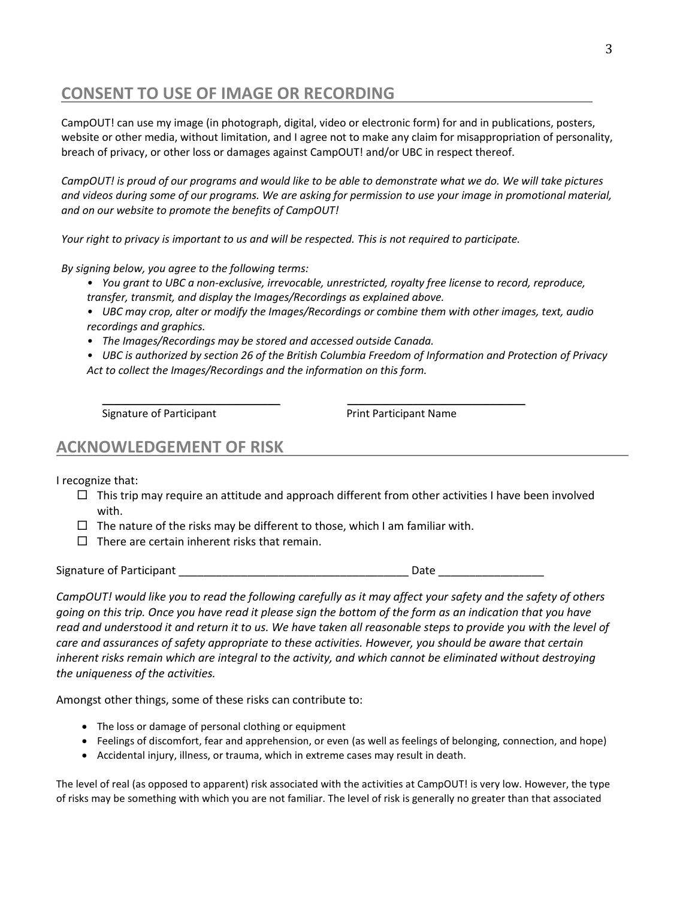## CONSENT TO USE OF IMAGE OR RECORDING

CampOUT! can use my image (in photograph, digital, video or electronic form) for and in publications, posters, website or other media, without limitation, and I agree not to make any claim for misappropriation of personality, breach of privacy, or other loss or damages against CampOUT! and/or UBC in respect thereof.

*CampOUT! is proud of our programs and would like to be able to demonstrate what we do. We will take pictures and videos during some of our programs. We are asking for permission to use your image in promotional material, and on our website to promote the benefits of CampOUT!*

*Your right to privacy is important to us and will be respected. This is not required to participate.*

*By signing below, you agree to the following terms:*

- *You grant to UBC a non-exclusive, irrevocable, unrestricted, royalty free license to record, reproduce, transfer, transmit, and display the Images/Recordings as explained above.*
- *UBC may crop, alter or modify the Images/Recordings or combine them with other images, text, audio recordings and graphics.*
- *The Images/Recordings may be stored and accessed outside Canada.*
- *UBC is authorized by section 26 of the British Columbia Freedom of Information and Protection of Privacy Act to collect the Images/Recordings and the information on this form.*

_____________________________ _____________________________
Signature of Participant Print Participant Name

## ACKNOWLEDGEMENT OF RISK

I recognize that:

- ☐ This trip may require an attitude and approach different from other activities I have been involved with.
- ☐ The nature of the risks may be different to those, which I am familiar with.
- ☐ There are certain inherent risks that remain.

Signature of Participant ____________________________________ Date ________________

*CampOUT! would like you to read the following carefully as it may affect your safety and the safety of others going on this trip. Once you have read it please sign the bottom of the form as an indication that you have read and understood it and return it to us. We have taken all reasonable steps to provide you with the level of care and assurances of safety appropriate to these activities. However, you should be aware that certain inherent risks remain which are integral to the activity, and which cannot be eliminated without destroying the uniqueness of the activities.*

Amongst other things, some of these risks can contribute to:

- The loss or damage of personal clothing or equipment
- Feelings of discomfort, fear and apprehension, or even (as well as feelings of belonging, connection, and hope)
- Accidental injury, illness, or trauma, which in extreme cases may result in death.

The level of real (as opposed to apparent) risk associated with the activities at CampOUT! is very low. However, the type of risks may be something with which you are not familiar. The level of risk is generally no greater than that associated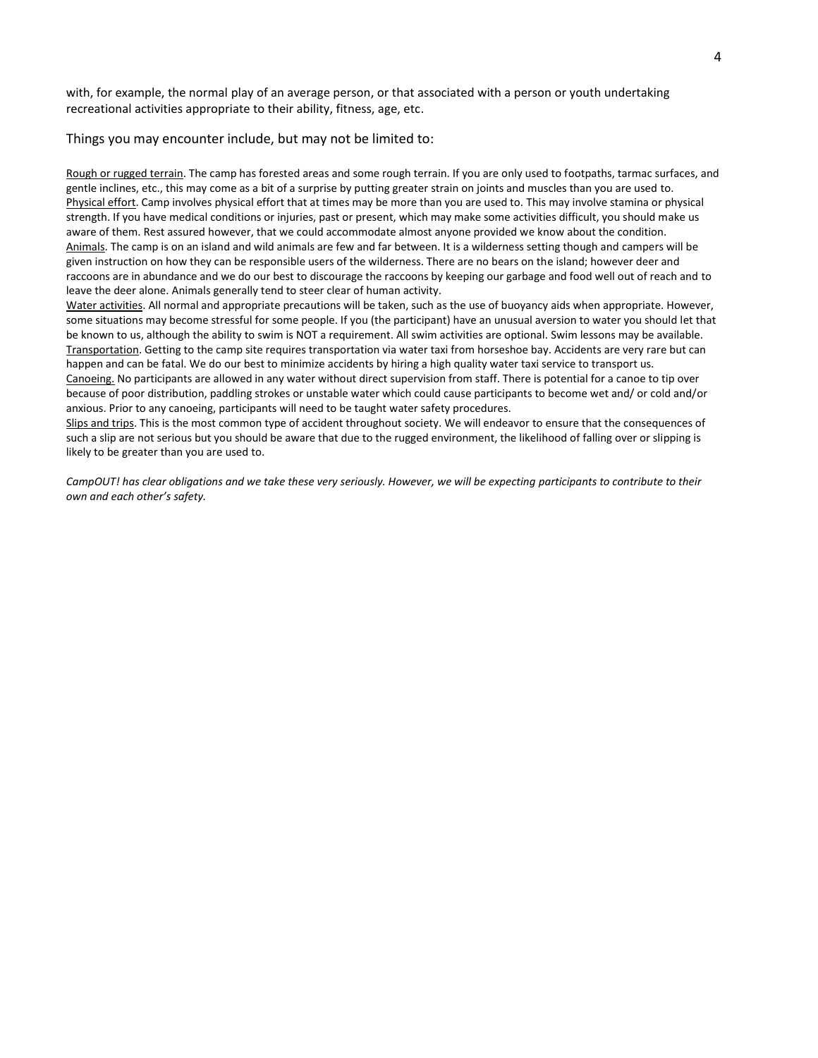with, for example, the normal play of an average person, or that associated with a person or youth undertaking recreational activities appropriate to their ability, fitness, age, etc.

Things you may encounter include, but may not be limited to:

<u>Rough or rugged terrain</u>. The camp has forested areas and some rough terrain. If you are only used to footpaths, tarmac surfaces, and gentle inclines, etc., this may come as a bit of a surprise by putting greater strain on joints and muscles than you are used to.
<u>Physical effort</u>. Camp involves physical effort that at times may be more than you are used to. This may involve stamina or physical strength. If you have medical conditions or injuries, past or present, which may make some activities difficult, you should make us aware of them. Rest assured however, that we could accommodate almost anyone provided we know about the condition.
<u>Animals</u>. The camp is on an island and wild animals are few and far between. It is a wilderness setting though and campers will be given instruction on how they can be responsible users of the wilderness. There are no bears on the island; however deer and raccoons are in abundance and we do our best to discourage the raccoons by keeping our garbage and food well out of reach and to leave the deer alone. Animals generally tend to steer clear of human activity.
<u>Water activities</u>. All normal and appropriate precautions will be taken, such as the use of buoyancy aids when appropriate. However, some situations may become stressful for some people. If you (the participant) have an unusual aversion to water you should let that be known to us, although the ability to swim is NOT a requirement. All swim activities are optional. Swim lessons may be available.
<u>Transportation</u>. Getting to the camp site requires transportation via water taxi from horseshoe bay. Accidents are very rare but can happen and can be fatal. We do our best to minimize accidents by hiring a high quality water taxi service to transport us.
<u>Canoeing.</u> No participants are allowed in any water without direct supervision from staff. There is potential for a canoe to tip over because of poor distribution, paddling strokes or unstable water which could cause participants to become wet and/ or cold and/or anxious. Prior to any canoeing, participants will need to be taught water safety procedures.
<u>Slips and trips</u>. This is the most common type of accident throughout society. We will endeavor to ensure that the consequences of such a slip are not serious but you should be aware that due to the rugged environment, the likelihood of falling over or slipping is likely to be greater than you are used to.

*CampOUT! has clear obligations and we take these very seriously. However, we will be expecting participants to contribute to their own and each other's safety.*